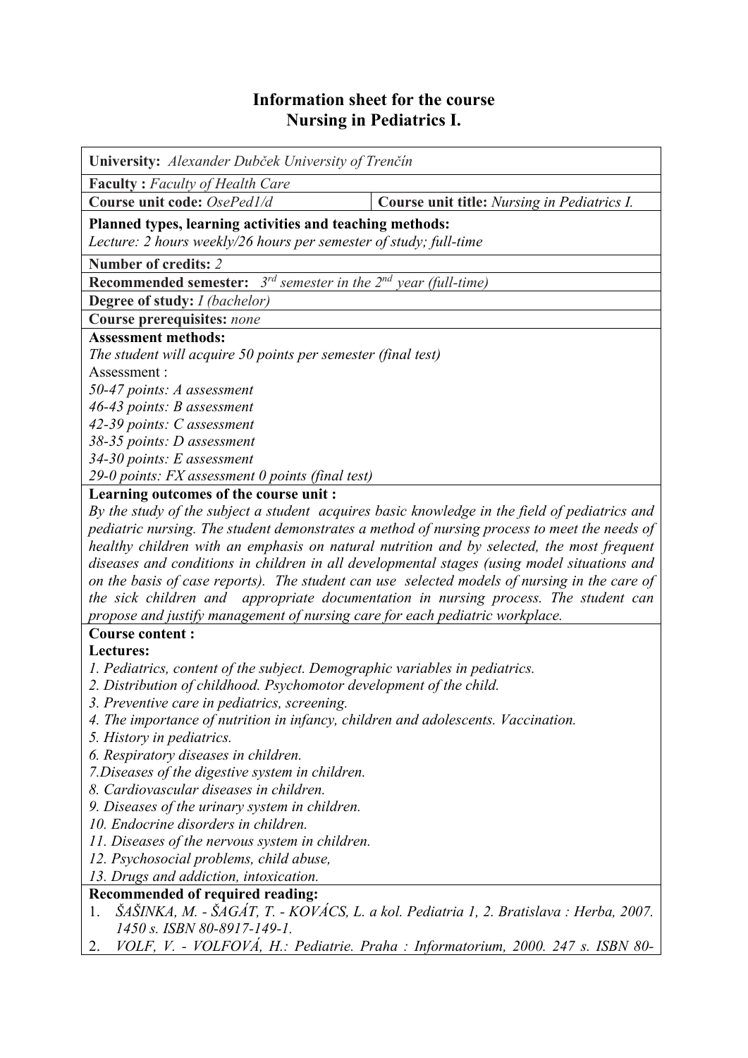# Information sheet for the course
# Nursing in Pediatrics I.

**University:** *Alexander Dubček University of Trenčín*

**Faculty :** *Faculty of Health Care*

| **Course unit code:** *OsePed1/d* | **Course unit title:** *Nursing in Pediatrics I.* |
|---|---|

**Planned types, learning activities and teaching methods:**
*Lecture: 2 hours weekly/26 hours per semester of study; full-time*

**Number of credits:** *2*

**Recommended semester:** *3rd semester in the 2nd year (full-time)*

**Degree of study:** *I (bachelor)*

**Course prerequisites:** *none*

**Assessment methods:**
*The student will acquire 50 points per semester (final test)*
Assessment :
*50-47 points: A assessment*
*46-43 points: B assessment*
*42-39 points: C assessment*
*38-35 points: D assessment*
*34-30 points: E assessment*
*29-0 points: FX assessment 0 points (final test)*

**Learning outcomes of the course unit :**
*By the study of the subject a student acquires basic knowledge in the field of pediatrics and pediatric nursing. The student demonstrates a method of nursing process to meet the needs of healthy children with an emphasis on natural nutrition and by selected, the most frequent diseases and conditions in children in all developmental stages (using model situations and on the basis of case reports). The student can use selected models of nursing in the care of the sick children and appropriate documentation in nursing process. The student can propose and justify management of nursing care for each pediatric workplace.*

**Course content :**
**Lectures:**
*1. Pediatrics, content of the subject. Demographic variables in pediatrics.*
*2. Distribution of childhood. Psychomotor development of the child.*
*3. Preventive care in pediatrics, screening.*
*4. The importance of nutrition in infancy, children and adolescents. Vaccination.*
*5. History in pediatrics.*
*6. Respiratory diseases in children.*
*7.Diseases of the digestive system in children.*
*8. Cardiovascular diseases in children.*
*9. Diseases of the urinary system in children.*
*10. Endocrine disorders in children.*
*11. Diseases of the nervous system in children.*
*12. Psychosocial problems, child abuse,*
*13. Drugs and addiction, intoxication.*

**Recommended of required reading:**
1. *ŠAŠINKA, M. - ŠAGÁT, T. - KOVÁCS, L. a kol. Pediatria 1, 2. Bratislava : Herba, 2007. 1450 s. ISBN 80-8917-149-1.*
2. *VOLF, V. - VOLFOVÁ, H.: Pediatrie. Praha : Informatorium, 2000. 247 s. ISBN 80-*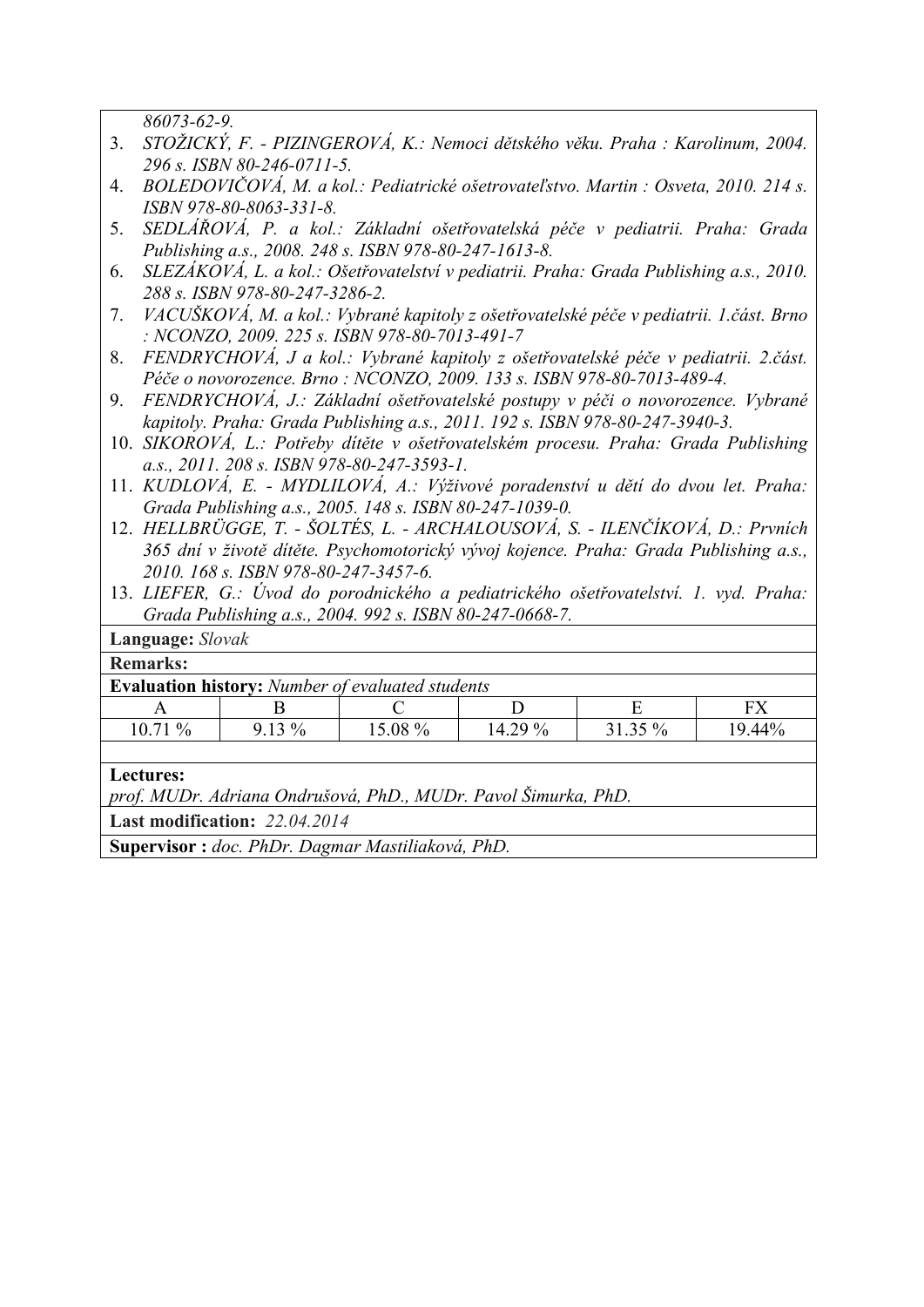*86073-62-9.*

3. *STOŽICKÝ, F. - PIZINGEROVÁ, K.: Nemoci dětského věku. Praha : Karolinum, 2004. 296 s. ISBN 80-246-0711-5.*
4. *BOLEDOVIČOVÁ, M. a kol.: Pediatrické ošetrovateľstvo. Martin : Osveta, 2010. 214 s. ISBN 978-80-8063-331-8.*
5. *SEDLÁŘOVÁ, P. a kol.: Základní ošetřovatelská péče v pediatrii. Praha: Grada Publishing a.s., 2008. 248 s. ISBN 978-80-247-1613-8.*
6. *SLEZÁKOVÁ, L. a kol.: Ošetřovatelství v pediatrii. Praha: Grada Publishing a.s., 2010. 288 s. ISBN 978-80-247-3286-2.*
7. *VACUŠKOVÁ, M. a kol.: Vybrané kapitoly z ošetřovatelské péče v pediatrii. 1.část. Brno : NCONZO, 2009. 225 s. ISBN 978-80-7013-491-7*
8. *FENDRYCHOVÁ, J a kol.: Vybrané kapitoly z ošetřovatelské péče v pediatrii. 2.část. Péče o novorozence. Brno : NCONZO, 2009. 133 s. ISBN 978-80-7013-489-4.*
9. *FENDRYCHOVÁ, J.: Základní ošetřovatelské postupy v péči o novorozence. Vybrané kapitoly. Praha: Grada Publishing a.s., 2011. 192 s. ISBN 978-80-247-3940-3.*
10. *SIKOROVÁ, L.: Potřeby dítěte v ošetřovatelském procesu. Praha: Grada Publishing a.s., 2011. 208 s. ISBN 978-80-247-3593-1.*
11. *KUDLOVÁ, E. - MYDLILOVÁ, A.: Výživové poradenství u dětí do dvou let. Praha: Grada Publishing a.s., 2005. 148 s. ISBN 80-247-1039-0.*
12. *HELLBRÜGGE, T. - ŠOLTÉS, L. - ARCHALOUSOVÁ, S. - ILENČÍKOVÁ, D.: Prvních 365 dní v životě dítěte. Psychomotorický vývoj kojence. Praha: Grada Publishing a.s., 2010. 168 s. ISBN 978-80-247-3457-6.*
13. *LIEFER, G.: Úvod do porodnického a pediatrického ošetřovatelství. 1. vyd. Praha: Grada Publishing a.s., 2004. 992 s. ISBN 80-247-0668-7.*

**Language:** *Slovak*

**Remarks:**

**Evaluation history:** *Number of evaluated students*

| A | B | C | D | E | FX |
|---|---|---|---|---|---|
| 10.71 % | 9.13 % | 15.08 % | 14.29 % | 31.35 % | 19.44% |

**Lectures:**
*prof. MUDr. Adriana Ondrušová, PhD., MUDr. Pavol Šimurka, PhD.*

**Last modification:** *22.04.2014*

**Supervisor :** *doc. PhDr. Dagmar Mastiliaková, PhD.*